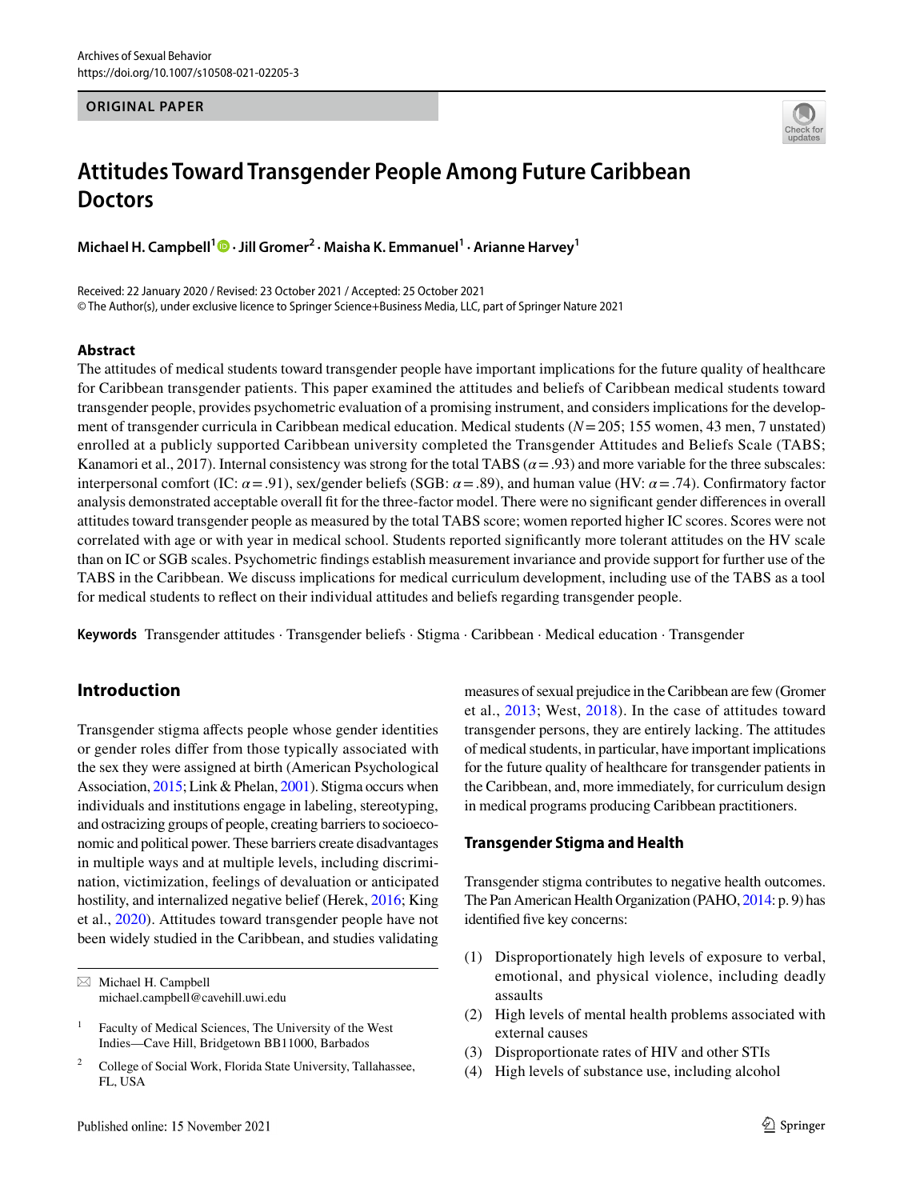ORIGINAL PAPER

# Attitudes Toward Transgender People Among Future Caribbean Doctors

**Michael H. Campbell[1] · Jill Gromer[2] · Maisha K. Emmanuel[1] · Arianne Harvey[1]**

Received: 22 January 2020 / Revised: 23 October 2021 / Accepted: 25 October 2021
© The Author(s), under exclusive licence to Springer Science+Business Media, LLC, part of Springer Nature 2021

## Abstract

The attitudes of medical students toward transgender people have important implications for the future quality of healthcare for Caribbean transgender patients. This paper examined the attitudes and beliefs of Caribbean medical students toward transgender people, provides psychometric evaluation of a promising instrument, and considers implications for the development of transgender curricula in Caribbean medical education. Medical students ($N = 205$; 155 women, 43 men, 7 unstated) enrolled at a publicly supported Caribbean university completed the Transgender Attitudes and Beliefs Scale (TABS; Kanamori et al., 2017). Internal consistency was strong for the total TABS ($\alpha = .93$) and more variable for the three subscales: interpersonal comfort (IC: $\alpha = .91$), sex/gender beliefs (SGB: $\alpha = .89$), and human value (HV: $\alpha = .74$). Confirmatory factor analysis demonstrated acceptable overall fit for the three-factor model. There were no significant gender differences in overall attitudes toward transgender people as measured by the total TABS score; women reported higher IC scores. Scores were not correlated with age or with year in medical school. Students reported significantly more tolerant attitudes on the HV scale than on IC or SGB scales. Psychometric findings establish measurement invariance and provide support for further use of the TABS in the Caribbean. We discuss implications for medical curriculum development, including use of the TABS as a tool for medical students to reflect on their individual attitudes and beliefs regarding transgender people.

**Keywords** Transgender attitudes · Transgender beliefs · Stigma · Caribbean · Medical education · Transgender

## Introduction

Transgender stigma affects people whose gender identities or gender roles differ from those typically associated with the sex they were assigned at birth (American Psychological Association, 2015; Link & Phelan, 2001). Stigma occurs when individuals and institutions engage in labeling, stereotyping, and ostracizing groups of people, creating barriers to socioeconomic and political power. These barriers create disadvantages in multiple ways and at multiple levels, including discrimination, victimization, feelings of devaluation or anticipated hostility, and internalized negative belief (Herek, 2016; King et al., 2020). Attitudes toward transgender people have not been widely studied in the Caribbean, and studies validating measures of sexual prejudice in the Caribbean are few (Gromer et al., 2013; West, 2018). In the case of attitudes toward transgender persons, they are entirely lacking. The attitudes of medical students, in particular, have important implications for the future quality of healthcare for transgender patients in the Caribbean, and, more immediately, for curriculum design in medical programs producing Caribbean practitioners.

### Transgender Stigma and Health

Transgender stigma contributes to negative health outcomes. The Pan American Health Organization (PAHO, 2014: p. 9) has identified five key concerns:

(1) Disproportionately high levels of exposure to verbal, emotional, and physical violence, including deadly assaults
(2) High levels of mental health problems associated with external causes
(3) Disproportionate rates of HIV and other STIs
(4) High levels of substance use, including alcohol

---

✉ Michael H. Campbell
michael.campbell@cavehill.uwi.edu

[1] Faculty of Medical Sciences, The University of the West Indies—Cave Hill, Bridgetown BB11000, Barbados

[2] College of Social Work, Florida State University, Tallahassee, FL, USA

Published online: 15 November 2021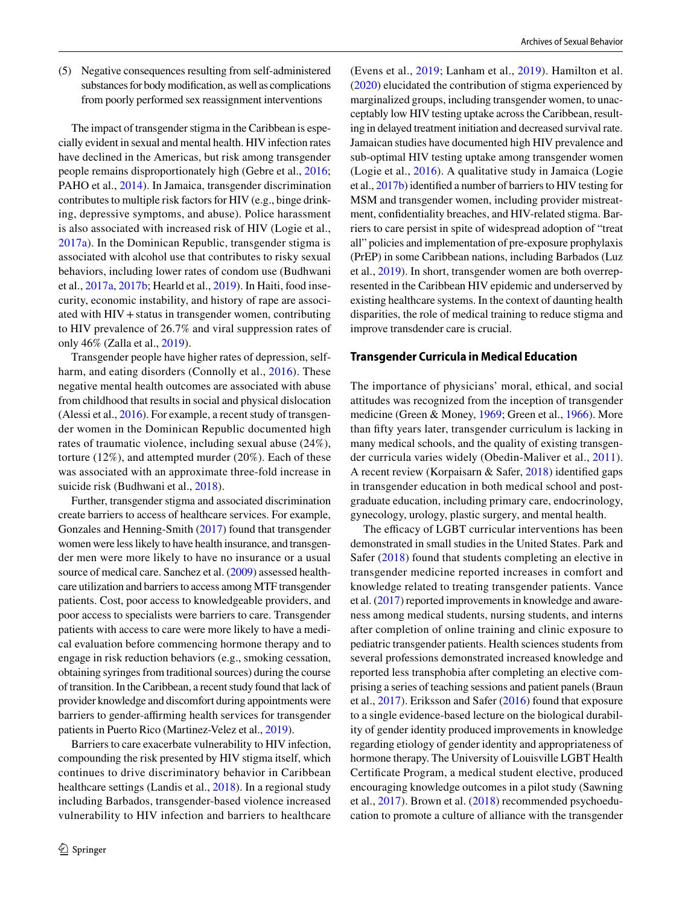(5) Negative consequences resulting from self-administered substances for body modification, as well as complications from poorly performed sex reassignment interventions

The impact of transgender stigma in the Caribbean is especially evident in sexual and mental health. HIV infection rates have declined in the Americas, but risk among transgender people remains disproportionately high (Gebre et al., 2016; PAHO et al., 2014). In Jamaica, transgender discrimination contributes to multiple risk factors for HIV (e.g., binge drinking, depressive symptoms, and abuse). Police harassment is also associated with increased risk of HIV (Logie et al., 2017a). In the Dominican Republic, transgender stigma is associated with alcohol use that contributes to risky sexual behaviors, including lower rates of condom use (Budhwani et al., 2017a, 2017b; Hearld et al., 2019). In Haiti, food insecurity, economic instability, and history of rape are associated with HIV + status in transgender women, contributing to HIV prevalence of 26.7% and viral suppression rates of only 46% (Zalla et al., 2019).

Transgender people have higher rates of depression, self-harm, and eating disorders (Connolly et al., 2016). These negative mental health outcomes are associated with abuse from childhood that results in social and physical dislocation (Alessi et al., 2016). For example, a recent study of transgender women in the Dominican Republic documented high rates of traumatic violence, including sexual abuse (24%), torture (12%), and attempted murder (20%). Each of these was associated with an approximate three-fold increase in suicide risk (Budhwani et al., 2018).

Further, transgender stigma and associated discrimination create barriers to access of healthcare services. For example, Gonzales and Henning-Smith (2017) found that transgender women were less likely to have health insurance, and transgender men were more likely to have no insurance or a usual source of medical care. Sanchez et al. (2009) assessed healthcare utilization and barriers to access among MTF transgender patients. Cost, poor access to knowledgeable providers, and poor access to specialists were barriers to care. Transgender patients with access to care were more likely to have a medical evaluation before commencing hormone therapy and to engage in risk reduction behaviors (e.g., smoking cessation, obtaining syringes from traditional sources) during the course of transition. In the Caribbean, a recent study found that lack of provider knowledge and discomfort during appointments were barriers to gender-affirming health services for transgender patients in Puerto Rico (Martinez-Velez et al., 2019).

Barriers to care exacerbate vulnerability to HIV infection, compounding the risk presented by HIV stigma itself, which continues to drive discriminatory behavior in Caribbean healthcare settings (Landis et al., 2018). In a regional study including Barbados, transgender-based violence increased vulnerability to HIV infection and barriers to healthcare (Evens et al., 2019; Lanham et al., 2019). Hamilton et al. (2020) elucidated the contribution of stigma experienced by marginalized groups, including transgender women, to unacceptably low HIV testing uptake across the Caribbean, resulting in delayed treatment initiation and decreased survival rate. Jamaican studies have documented high HIV prevalence and sub-optimal HIV testing uptake among transgender women (Logie et al., 2016). A qualitative study in Jamaica (Logie et al., 2017b) identified a number of barriers to HIV testing for MSM and transgender women, including provider mistreatment, confidentiality breaches, and HIV-related stigma. Barriers to care persist in spite of widespread adoption of "treat all" policies and implementation of pre-exposure prophylaxis (PrEP) in some Caribbean nations, including Barbados (Luz et al., 2019). In short, transgender women are both overrepresented in the Caribbean HIV epidemic and underserved by existing healthcare systems. In the context of daunting health disparities, the role of medical training to reduce stigma and improve transdender care is crucial.

## Transgender Curricula in Medical Education

The importance of physicians' moral, ethical, and social attitudes was recognized from the inception of transgender medicine (Green & Money, 1969; Green et al., 1966). More than fifty years later, transgender curriculum is lacking in many medical schools, and the quality of existing transgender curricula varies widely (Obedin-Maliver et al., 2011). A recent review (Korpaisarn & Safer, 2018) identified gaps in transgender education in both medical school and postgraduate education, including primary care, endocrinology, gynecology, urology, plastic surgery, and mental health.

The efficacy of LGBT curricular interventions has been demonstrated in small studies in the United States. Park and Safer (2018) found that students completing an elective in transgender medicine reported increases in comfort and knowledge related to treating transgender patients. Vance et al. (2017) reported improvements in knowledge and awareness among medical students, nursing students, and interns after completion of online training and clinic exposure to pediatric transgender patients. Health sciences students from several professions demonstrated increased knowledge and reported less transphobia after completing an elective comprising a series of teaching sessions and patient panels (Braun et al., 2017). Eriksson and Safer (2016) found that exposure to a single evidence-based lecture on the biological durability of gender identity produced improvements in knowledge regarding etiology of gender identity and appropriateness of hormone therapy. The University of Louisville LGBT Health Certificate Program, a medical student elective, produced encouraging knowledge outcomes in a pilot study (Sawning et al., 2017). Brown et al. (2018) recommended psychoeducation to promote a culture of alliance with the transgender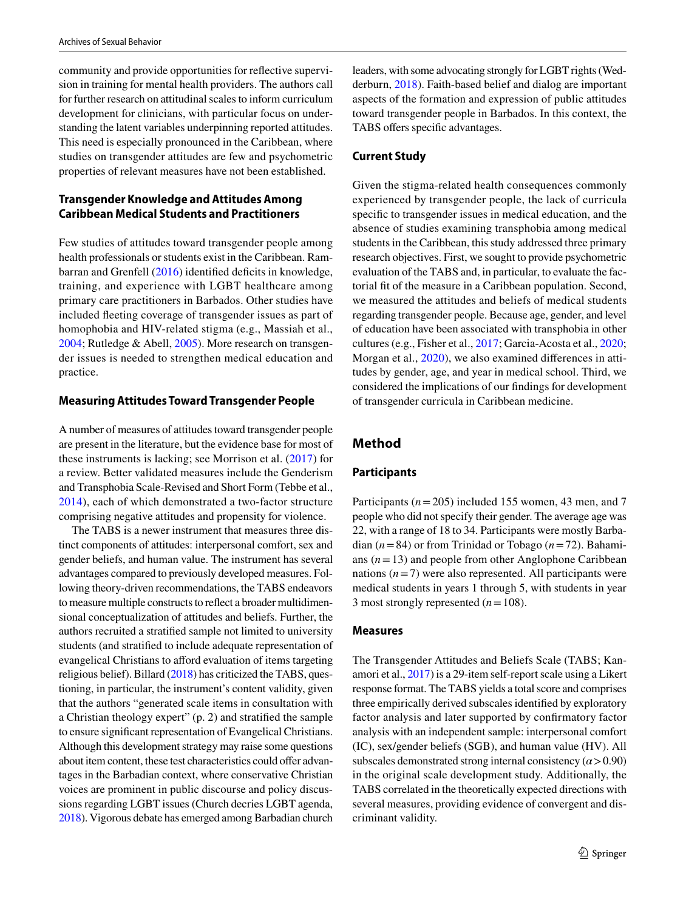community and provide opportunities for reflective supervision in training for mental health providers. The authors call for further research on attitudinal scales to inform curriculum development for clinicians, with particular focus on understanding the latent variables underpinning reported attitudes. This need is especially pronounced in the Caribbean, where studies on transgender attitudes are few and psychometric properties of relevant measures have not been established.

### Transgender Knowledge and Attitudes Among Caribbean Medical Students and Practitioners

Few studies of attitudes toward transgender people among health professionals or students exist in the Caribbean. Rambarran and Grenfell (2016) identified deficits in knowledge, training, and experience with LGBT healthcare among primary care practitioners in Barbados. Other studies have included fleeting coverage of transgender issues as part of homophobia and HIV-related stigma (e.g., Massiah et al., 2004; Rutledge & Abell, 2005). More research on transgender issues is needed to strengthen medical education and practice.

### Measuring Attitudes Toward Transgender People

A number of measures of attitudes toward transgender people are present in the literature, but the evidence base for most of these instruments is lacking; see Morrison et al. (2017) for a review. Better validated measures include the Genderism and Transphobia Scale-Revised and Short Form (Tebbe et al., 2014), each of which demonstrated a two-factor structure comprising negative attitudes and propensity for violence.

The TABS is a newer instrument that measures three distinct components of attitudes: interpersonal comfort, sex and gender beliefs, and human value. The instrument has several advantages compared to previously developed measures. Following theory-driven recommendations, the TABS endeavors to measure multiple constructs to reflect a broader multidimensional conceptualization of attitudes and beliefs. Further, the authors recruited a stratified sample not limited to university students (and stratified to include adequate representation of evangelical Christians to afford evaluation of items targeting religious belief). Billard (2018) has criticized the TABS, questioning, in particular, the instrument's content validity, given that the authors "generated scale items in consultation with a Christian theology expert" (p. 2) and stratified the sample to ensure significant representation of Evangelical Christians. Although this development strategy may raise some questions about item content, these test characteristics could offer advantages in the Barbadian context, where conservative Christian voices are prominent in public discourse and policy discussions regarding LGBT issues (Church decries LGBT agenda, 2018). Vigorous debate has emerged among Barbadian church leaders, with some advocating strongly for LGBT rights (Wedderburn, 2018). Faith-based belief and dialog are important aspects of the formation and expression of public attitudes toward transgender people in Barbados. In this context, the TABS offers specific advantages.

### Current Study

Given the stigma-related health consequences commonly experienced by transgender people, the lack of curricula specific to transgender issues in medical education, and the absence of studies examining transphobia among medical students in the Caribbean, this study addressed three primary research objectives. First, we sought to provide psychometric evaluation of the TABS and, in particular, to evaluate the factorial fit of the measure in a Caribbean population. Second, we measured the attitudes and beliefs of medical students regarding transgender people. Because age, gender, and level of education have been associated with transphobia in other cultures (e.g., Fisher et al., 2017; Garcia-Acosta et al., 2020; Morgan et al., 2020), we also examined differences in attitudes by gender, age, and year in medical school. Third, we considered the implications of our findings for development of transgender curricula in Caribbean medicine.

## Method

### Participants

Participants ($n = 205$) included 155 women, 43 men, and 7 people who did not specify their gender. The average age was 22, with a range of 18 to 34. Participants were mostly Barbadian ($n = 84$) or from Trinidad or Tobago ($n = 72$). Bahamians ($n = 13$) and people from other Anglophone Caribbean nations ($n = 7$) were also represented. All participants were medical students in years 1 through 5, with students in year 3 most strongly represented ($n = 108$).

### Measures

The Transgender Attitudes and Beliefs Scale (TABS; Kanamori et al., 2017) is a 29-item self-report scale using a Likert response format. The TABS yields a total score and comprises three empirically derived subscales identified by exploratory factor analysis and later supported by confirmatory factor analysis with an independent sample: interpersonal comfort (IC), sex/gender beliefs (SGB), and human value (HV). All subscales demonstrated strong internal consistency ($\alpha > 0.90$) in the original scale development study. Additionally, the TABS correlated in the theoretically expected directions with several measures, providing evidence of convergent and discriminant validity.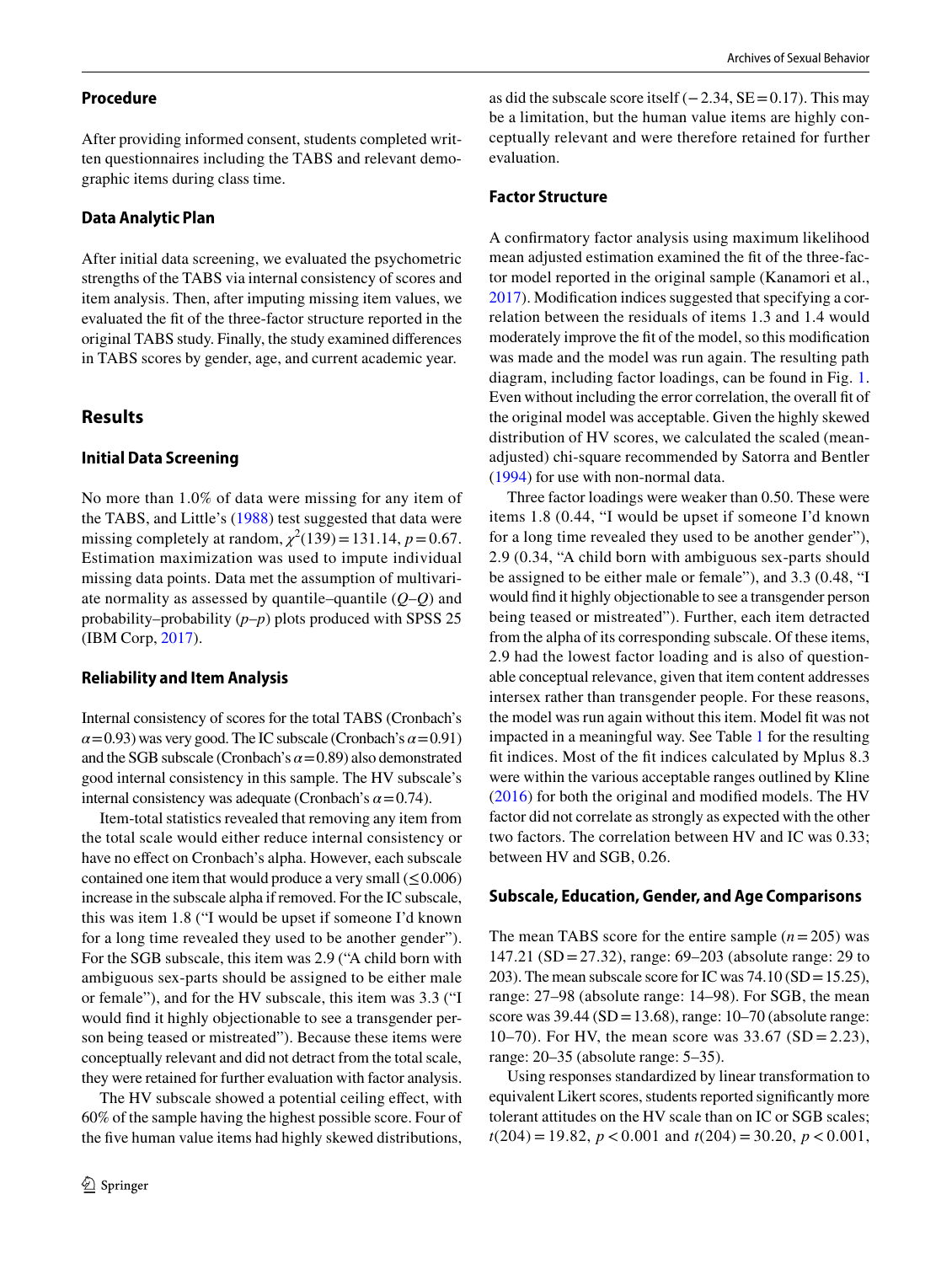### Procedure

After providing informed consent, students completed written questionnaires including the TABS and relevant demographic items during class time.

### Data Analytic Plan

After initial data screening, we evaluated the psychometric strengths of the TABS via internal consistency of scores and item analysis. Then, after imputing missing item values, we evaluated the fit of the three-factor structure reported in the original TABS study. Finally, the study examined differences in TABS scores by gender, age, and current academic year.

## Results

### Initial Data Screening

No more than 1.0% of data were missing for any item of the TABS, and Little's (1988) test suggested that data were missing completely at random, $\chi^2(139) = 131.14$, $p = 0.67$. Estimation maximization was used to impute individual missing data points. Data met the assumption of multivariate normality as assessed by quantile–quantile (*Q*–*Q*) and probability–probability (*p*–*p*) plots produced with SPSS 25 (IBM Corp, 2017).

### Reliability and Item Analysis

Internal consistency of scores for the total TABS (Cronbach's $\alpha = 0.93$) was very good. The IC subscale (Cronbach's $\alpha = 0.91$) and the SGB subscale (Cronbach's $\alpha = 0.89$) also demonstrated good internal consistency in this sample. The HV subscale's internal consistency was adequate (Cronbach's $\alpha = 0.74$).

Item-total statistics revealed that removing any item from the total scale would either reduce internal consistency or have no effect on Cronbach's alpha. However, each subscale contained one item that would produce a very small ($\leq 0.006$) increase in the subscale alpha if removed. For the IC subscale, this was item 1.8 ("I would be upset if someone I'd known for a long time revealed they used to be another gender"). For the SGB subscale, this item was 2.9 ("A child born with ambiguous sex-parts should be assigned to be either male or female"), and for the HV subscale, this item was 3.3 ("I would find it highly objectionable to see a transgender person being teased or mistreated"). Because these items were conceptually relevant and did not detract from the total scale, they were retained for further evaluation with factor analysis.

The HV subscale showed a potential ceiling effect, with 60% of the sample having the highest possible score. Four of the five human value items had highly skewed distributions, as did the subscale score itself (−2.34, SE = 0.17). This may be a limitation, but the human value items are highly conceptually relevant and were therefore retained for further evaluation.

### Factor Structure

A confirmatory factor analysis using maximum likelihood mean adjusted estimation examined the fit of the three-factor model reported in the original sample (Kanamori et al., 2017). Modification indices suggested that specifying a correlation between the residuals of items 1.3 and 1.4 would moderately improve the fit of the model, so this modification was made and the model was run again. The resulting path diagram, including factor loadings, can be found in Fig. 1. Even without including the error correlation, the overall fit of the original model was acceptable. Given the highly skewed distribution of HV scores, we calculated the scaled (mean-adjusted) chi-square recommended by Satorra and Bentler (1994) for use with non-normal data.

Three factor loadings were weaker than 0.50. These were items 1.8 (0.44, "I would be upset if someone I'd known for a long time revealed they used to be another gender"), 2.9 (0.34, "A child born with ambiguous sex-parts should be assigned to be either male or female"), and 3.3 (0.48, "I would find it highly objectionable to see a transgender person being teased or mistreated"). Further, each item detracted from the alpha of its corresponding subscale. Of these items, 2.9 had the lowest factor loading and is also of questionable conceptual relevance, given that item content addresses intersex rather than transgender people. For these reasons, the model was run again without this item. Model fit was not impacted in a meaningful way. See Table 1 for the resulting fit indices. Most of the fit indices calculated by Mplus 8.3 were within the various acceptable ranges outlined by Kline (2016) for both the original and modified models. The HV factor did not correlate as strongly as expected with the other two factors. The correlation between HV and IC was 0.33; between HV and SGB, 0.26.

### Subscale, Education, Gender, and Age Comparisons

The mean TABS score for the entire sample ($n = 205$) was 147.21 (SD = 27.32), range: 69–203 (absolute range: 29 to 203). The mean subscale score for IC was 74.10 (SD = 15.25), range: 27–98 (absolute range: 14–98). For SGB, the mean score was 39.44 (SD = 13.68), range: 10–70 (absolute range: 10–70). For HV, the mean score was 33.67 (SD = 2.23), range: 20–35 (absolute range: 5–35).

Using responses standardized by linear transformation to equivalent Likert scores, students reported significantly more tolerant attitudes on the HV scale than on IC or SGB scales; $t(204) = 19.82$, $p < 0.001$ and $t(204) = 30.20$, $p < 0.001$,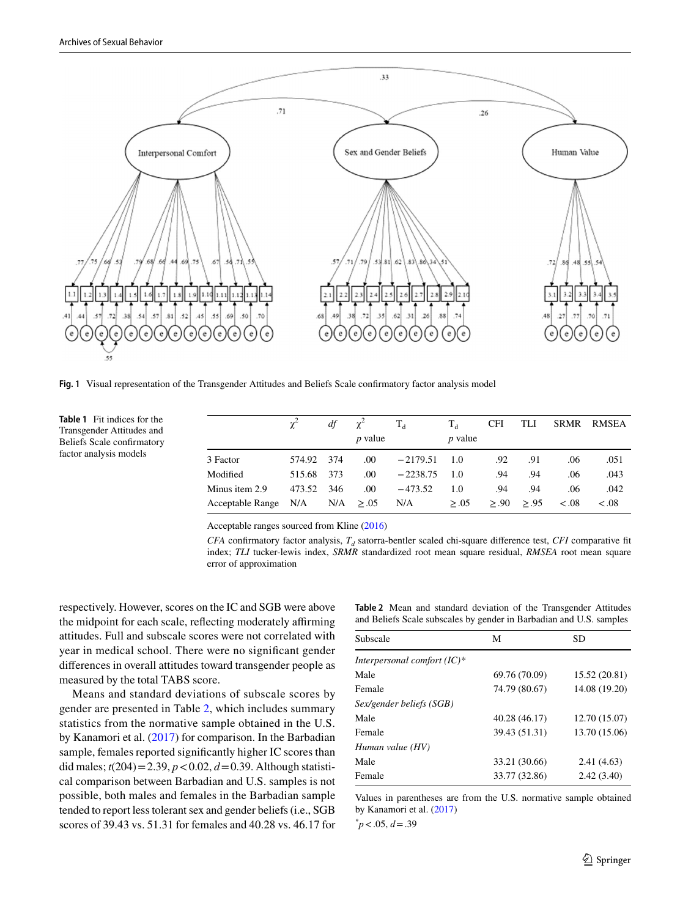**Fig. 1** Visual representation of the Transgender Attitudes and Beliefs Scale confirmatory factor analysis model

**Table 1** Fit indices for the Transgender Attitudes and Beliefs Scale confirmatory factor analysis models

| | $\chi^2$ | *df* | $\chi^2$ *p* value | $T_d$ | $T_d$ *p* value | CFI | TLI | SRMR | RMSEA |
|---|---|---|---|---|---|---|---|---|---|
| 3 Factor | 574.92 | 374 | .00 | −2179.51 | 1.0 | .92 | .91 | .06 | .051 |
| Modified | 515.68 | 373 | .00 | −2238.75 | 1.0 | .94 | .94 | .06 | .043 |
| Minus item 2.9 | 473.52 | 346 | .00 | −473.52 | 1.0 | .94 | .94 | .06 | .042 |
| Acceptable Range | N/A | N/A | ≥ .05 | N/A | ≥ .05 | ≥ .90 | ≥ .95 | < .08 | < .08 |

Acceptable ranges sourced from Kline (2016)

*CFA* confirmatory factor analysis, $T_d$ satorra-bentler scaled chi-square difference test, *CFI* comparative fit index; *TLI* tucker-lewis index, *SRMR* standardized root mean square residual, *RMSEA* root mean square error of approximation

respectively. However, scores on the IC and SGB were above the midpoint for each scale, reflecting moderately affirming attitudes. Full and subscale scores were not correlated with year in medical school. There were no significant gender differences in overall attitudes toward transgender people as measured by the total TABS score.

Means and standard deviations of subscale scores by gender are presented in Table 2, which includes summary statistics from the normative sample obtained in the U.S. by Kanamori et al. (2017) for comparison. In the Barbadian sample, females reported significantly higher IC scores than did males; $t(204) = 2.39$, $p < 0.02$, $d = 0.39$. Although statistical comparison between Barbadian and U.S. samples is not possible, both males and females in the Barbadian sample tended to report less tolerant sex and gender beliefs (i.e., SGB scores of 39.43 vs. 51.31 for females and 40.28 vs. 46.17 for

**Table 2** Mean and standard deviation of the Transgender Attitudes and Beliefs Scale subscales by gender in Barbadian and U.S. samples

| Subscale | M | SD |
|---|---|---|
| *Interpersonal comfort (IC)** | | |
| Male | 69.76 (70.09) | 15.52 (20.81) |
| Female | 74.79 (80.67) | 14.08 (19.20) |
| *Sex/gender beliefs (SGB)* | | |
| Male | 40.28 (46.17) | 12.70 (15.07) |
| Female | 39.43 (51.31) | 13.70 (15.06) |
| *Human value (HV)* | | |
| Male | 33.21 (30.66) | 2.41 (4.63) |
| Female | 33.77 (32.86) | 2.42 (3.40) |

Values in parentheses are from the U.S. normative sample obtained by Kanamori et al. (2017)

*$p < .05$, $d = .39$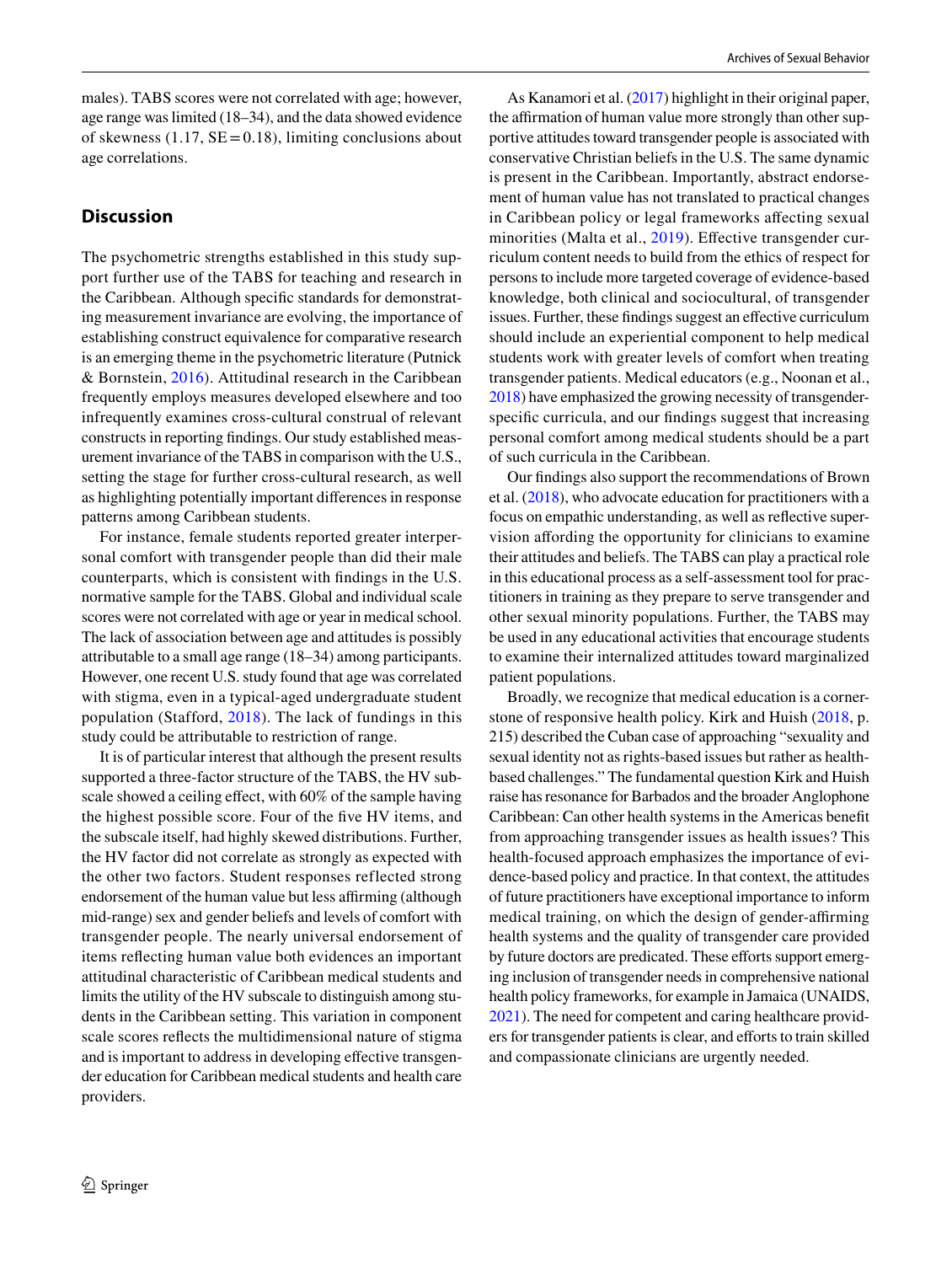males). TABS scores were not correlated with age; however, age range was limited (18–34), and the data showed evidence of skewness (1.17, SE = 0.18), limiting conclusions about age correlations.

## Discussion

The psychometric strengths established in this study support further use of the TABS for teaching and research in the Caribbean. Although specific standards for demonstrating measurement invariance are evolving, the importance of establishing construct equivalence for comparative research is an emerging theme in the psychometric literature (Putnick & Bornstein, 2016). Attitudinal research in the Caribbean frequently employs measures developed elsewhere and too infrequently examines cross-cultural construal of relevant constructs in reporting findings. Our study established measurement invariance of the TABS in comparison with the U.S., setting the stage for further cross-cultural research, as well as highlighting potentially important differences in response patterns among Caribbean students.

For instance, female students reported greater interpersonal comfort with transgender people than did their male counterparts, which is consistent with findings in the U.S. normative sample for the TABS. Global and individual scale scores were not correlated with age or year in medical school. The lack of association between age and attitudes is possibly attributable to a small age range (18–34) among participants. However, one recent U.S. study found that age was correlated with stigma, even in a typical-aged undergraduate student population (Stafford, 2018). The lack of fundings in this study could be attributable to restriction of range.

It is of particular interest that although the present results supported a three-factor structure of the TABS, the HV subscale showed a ceiling effect, with 60% of the sample having the highest possible score. Four of the five HV items, and the subscale itself, had highly skewed distributions. Further, the HV factor did not correlate as strongly as expected with the other two factors. Student responses reflected strong endorsement of the human value but less affirming (although mid-range) sex and gender beliefs and levels of comfort with transgender people. The nearly universal endorsement of items reflecting human value both evidences an important attitudinal characteristic of Caribbean medical students and limits the utility of the HV subscale to distinguish among students in the Caribbean setting. This variation in component scale scores reflects the multidimensional nature of stigma and is important to address in developing effective transgender education for Caribbean medical students and health care providers.

As Kanamori et al. (2017) highlight in their original paper, the affirmation of human value more strongly than other supportive attitudes toward transgender people is associated with conservative Christian beliefs in the U.S. The same dynamic is present in the Caribbean. Importantly, abstract endorsement of human value has not translated to practical changes in Caribbean policy or legal frameworks affecting sexual minorities (Malta et al., 2019). Effective transgender curriculum content needs to build from the ethics of respect for persons to include more targeted coverage of evidence-based knowledge, both clinical and sociocultural, of transgender issues. Further, these findings suggest an effective curriculum should include an experiential component to help medical students work with greater levels of comfort when treating transgender patients. Medical educators (e.g., Noonan et al., 2018) have emphasized the growing necessity of transgender-specific curricula, and our findings suggest that increasing personal comfort among medical students should be a part of such curricula in the Caribbean.

Our findings also support the recommendations of Brown et al. (2018), who advocate education for practitioners with a focus on empathic understanding, as well as reflective supervision affording the opportunity for clinicians to examine their attitudes and beliefs. The TABS can play a practical role in this educational process as a self-assessment tool for practitioners in training as they prepare to serve transgender and other sexual minority populations. Further, the TABS may be used in any educational activities that encourage students to examine their internalized attitudes toward marginalized patient populations.

Broadly, we recognize that medical education is a cornerstone of responsive health policy. Kirk and Huish (2018, p. 215) described the Cuban case of approaching "sexuality and sexual identity not as rights-based issues but rather as health-based challenges." The fundamental question Kirk and Huish raise has resonance for Barbados and the broader Anglophone Caribbean: Can other health systems in the Americas benefit from approaching transgender issues as health issues? This health-focused approach emphasizes the importance of evidence-based policy and practice. In that context, the attitudes of future practitioners have exceptional importance to inform medical training, on which the design of gender-affirming health systems and the quality of transgender care provided by future doctors are predicated. These efforts support emerging inclusion of transgender needs in comprehensive national health policy frameworks, for example in Jamaica (UNAIDS, 2021). The need for competent and caring healthcare providers for transgender patients is clear, and efforts to train skilled and compassionate clinicians are urgently needed.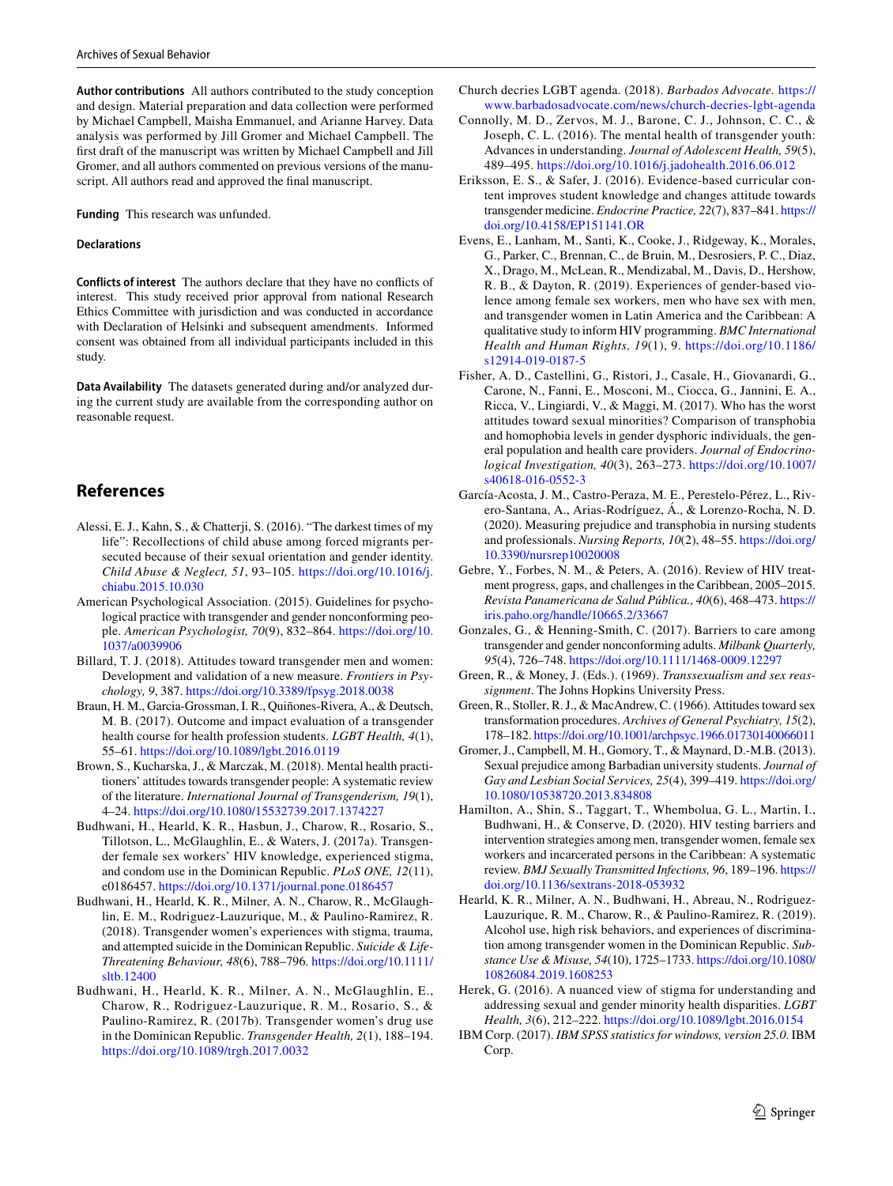**Author contributions** All authors contributed to the study conception and design. Material preparation and data collection were performed by Michael Campbell, Maisha Emmanuel, and Arianne Harvey. Data analysis was performed by Jill Gromer and Michael Campbell. The first draft of the manuscript was written by Michael Campbell and Jill Gromer, and all authors commented on previous versions of the manuscript. All authors read and approved the final manuscript.

**Funding** This research was unfunded.

**Declarations**

**Conflicts of interest** The authors declare that they have no conflicts of interest. This study received prior approval from national Research Ethics Committee with jurisdiction and was conducted in accordance with Declaration of Helsinki and subsequent amendments. Informed consent was obtained from all individual participants included in this study.

**Data Availability** The datasets generated during and/or analyzed during the current study are available from the corresponding author on reasonable request.

## References

Alessi, E. J., Kahn, S., & Chatterji, S. (2016). "The darkest times of my life": Recollections of child abuse among forced migrants persecuted because of their sexual orientation and gender identity. *Child Abuse & Neglect, 51*, 93–105. https://doi.org/10.1016/j.chiabu.2015.10.030

American Psychological Association. (2015). Guidelines for psychological practice with transgender and gender nonconforming people. *American Psychologist, 70*(9), 832–864. https://doi.org/10.1037/a0039906

Billard, T. J. (2018). Attitudes toward transgender men and women: Development and validation of a new measure. *Frontiers in Psychology, 9*, 387. https://doi.org/10.3389/fpsyg.2018.0038

Braun, H. M., Garcia-Grossman, I. R., Quiñones-Rivera, A., & Deutsch, M. B. (2017). Outcome and impact evaluation of a transgender health course for health profession students. *LGBT Health, 4*(1), 55–61. https://doi.org/10.1089/lgbt.2016.0119

Brown, S., Kucharska, J., & Marczak, M. (2018). Mental health practitioners' attitudes towards transgender people: A systematic review of the literature. *International Journal of Transgenderism, 19*(1), 4–24. https://doi.org/10.1080/15532739.2017.1374227

Budhwani, H., Hearld, K. R., Hasbun, J., Charow, R., Rosario, S., Tillotson, L., McGlaughlin, E., & Waters, J. (2017a). Transgender female sex workers' HIV knowledge, experienced stigma, and condom use in the Dominican Republic. *PLoS ONE, 12*(11), e0186457. https://doi.org/10.1371/journal.pone.0186457

Budhwani, H., Hearld, K. R., Milner, A. N., Charow, R., McGlaughlin, E. M., Rodriguez-Lauzurique, M., & Paulino-Ramirez, R. (2018). Transgender women's experiences with stigma, trauma, and attempted suicide in the Dominican Republic. *Suicide & Life-Threatening Behaviour, 48*(6), 788–796. https://doi.org/10.1111/sltb.12400

Budhwani, H., Hearld, K. R., Milner, A. N., McGlaughlin, E., Charow, R., Rodriguez-Lauzurique, R. M., Rosario, S., & Paulino-Ramirez, R. (2017b). Transgender women's drug use in the Dominican Republic. *Transgender Health, 2*(1), 188–194. https://doi.org/10.1089/trgh.2017.0032

Church decries LGBT agenda. (2018). *Barbados Advocate.* https://www.barbadosadvocate.com/news/church-decries-lgbt-agenda

Connolly, M. D., Zervos, M. J., Barone, C. J., Johnson, C. C., & Joseph, C. L. (2016). The mental health of transgender youth: Advances in understanding. *Journal of Adolescent Health, 59*(5), 489–495. https://doi.org/10.1016/j.jadohealth.2016.06.012

Eriksson, E. S., & Safer, J. (2016). Evidence-based curricular content improves student knowledge and changes attitude towards transgender medicine. *Endocrine Practice, 22*(7), 837–841. https://doi.org/10.4158/EP151141.OR

Evens, E., Lanham, M., Santi, K., Cooke, J., Ridgeway, K., Morales, G., Parker, C., Brennan, C., de Bruin, M., Desrosiers, P. C., Diaz, X., Drago, M., McLean, R., Mendizabal, M., Davis, D., Hershow, R. B., & Dayton, R. (2019). Experiences of gender-based violence among female sex workers, men who have sex with men, and transgender women in Latin America and the Caribbean: A qualitative study to inform HIV programming. *BMC International Health and Human Rights, 19*(1), 9. https://doi.org/10.1186/s12914-019-0187-5

Fisher, A. D., Castellini, G., Ristori, J., Casale, H., Giovanardi, G., Carone, N., Fanni, E., Mosconi, M., Ciocca, G., Jannini, E. A., Ricca, V., Lingiardi, V., & Maggi, M. (2017). Who has the worst attitudes toward sexual minorities? Comparison of transphobia and homophobia levels in gender dysphoric individuals, the general population and health care providers. *Journal of Endocrinological Investigation, 40*(3), 263–273. https://doi.org/10.1007/s40618-016-0552-3

García-Acosta, J. M., Castro-Peraza, M. E., Perestelo-Pérez, L., Rivero-Santana, A., Arias-Rodríguez, Á., & Lorenzo-Rocha, N. D. (2020). Measuring prejudice and transphobia in nursing students and professionals. *Nursing Reports, 10*(2), 48–55. https://doi.org/10.3390/nursrep10020008

Gebre, Y., Forbes, N. M., & Peters, A. (2016). Review of HIV treatment progress, gaps, and challenges in the Caribbean, 2005–2015. *Revista Panamericana de Salud Pública., 40*(6), 468–473. https://iris.paho.org/handle/10665.2/33667

Gonzales, G., & Henning-Smith, C. (2017). Barriers to care among transgender and gender nonconforming adults. *Milbank Quarterly, 95*(4), 726–748. https://doi.org/10.1111/1468-0009.12297

Green, R., & Money, J. (Eds.). (1969). *Transsexualism and sex reassignment*. The Johns Hopkins University Press.

Green, R., Stoller, R. J., & MacAndrew, C. (1966). Attitudes toward sex transformation procedures. *Archives of General Psychiatry, 15*(2), 178–182. https://doi.org/10.1001/archpsyc.1966.01730140066011

Gromer, J., Campbell, M. H., Gomory, T., & Maynard, D.-M.B. (2013). Sexual prejudice among Barbadian university students. *Journal of Gay and Lesbian Social Services, 25*(4), 399–419. https://doi.org/10.1080/10538720.2013.834808

Hamilton, A., Shin, S., Taggart, T., Whembolua, G. L., Martin, I., Budhwani, H., & Conserve, D. (2020). HIV testing barriers and intervention strategies among men, transgender women, female sex workers and incarcerated persons in the Caribbean: A systematic review. *BMJ Sexually Transmitted Infections, 96*, 189–196. https://doi.org/10.1136/sextrans-2018-053932

Hearld, K. R., Milner, A. N., Budhwani, H., Abreau, N., Rodriguez-Lauzurique, R. M., Charow, R., & Paulino-Ramirez, R. (2019). Alcohol use, high risk behaviors, and experiences of discrimination among transgender women in the Dominican Republic. *Substance Use & Misuse, 54*(10), 1725–1733. https://doi.org/10.1080/10826084.2019.1608253

Herek, G. (2016). A nuanced view of stigma for understanding and addressing sexual and gender minority health disparities. *LGBT Health, 3*(6), 212–222. https://doi.org/10.1089/lgbt.2016.0154

IBM Corp. (2017). *IBM SPSS statistics for windows, version 25.0*. IBM Corp.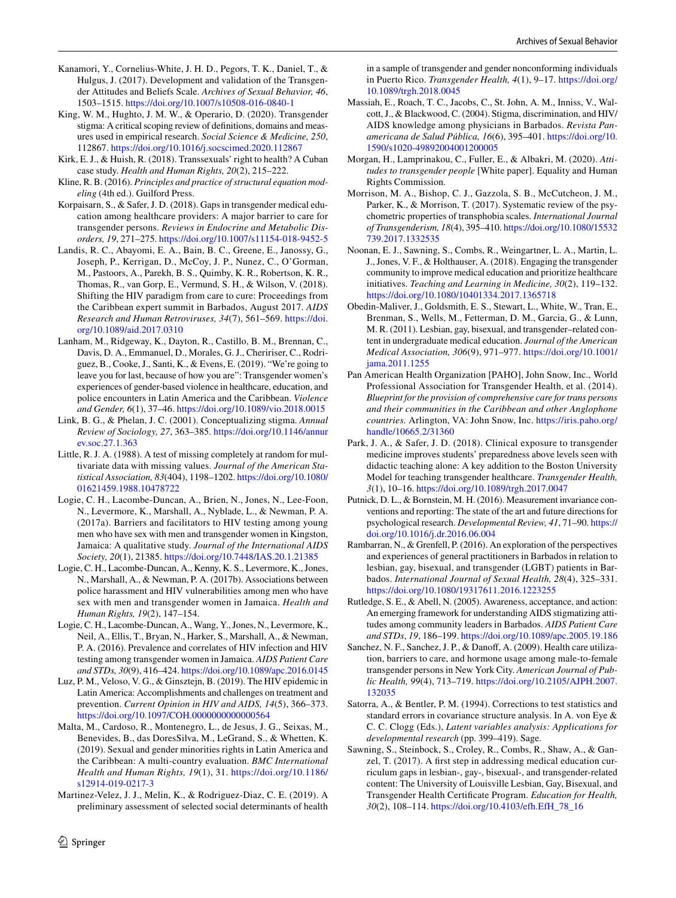Kanamori, Y., Cornelius-White, J. H. D., Pegors, T. K., Daniel, T., & Hulgus, J. (2017). Development and validation of the Transgender Attitudes and Beliefs Scale. *Archives of Sexual Behavior, 46*, 1503–1515. https://doi.org/10.1007/s10508-016-0840-1

King, W. M., Hughto, J. M. W., & Operario, D. (2020). Transgender stigma: A critical scoping review of definitions, domains and measures used in empirical research. *Social Science & Medicine, 250*, 112867. https://doi.org/10.1016/j.socscimed.2020.112867

Kirk, E. J., & Huish, R. (2018). Transsexuals' right to health? A Cuban case study. *Health and Human Rights, 20*(2), 215–222.

Kline, R. B. (2016). *Principles and practice of structural equation modeling* (4th ed.). Guilford Press.

Korpaisarn, S., & Safer, J. D. (2018). Gaps in transgender medical education among healthcare providers: A major barrier to care for transgender persons. *Reviews in Endocrine and Metabolic Disorders, 19*, 271–275. https://doi.org/10.1007/s11154-018-9452-5

Landis, R. C., Abayomi, E. A., Bain, B. C., Greene, E., Janossy, G., Joseph, P., Kerrigan, D., McCoy, J. P., Nunez, C., O'Gorman, M., Pastoors, A., Parekh, B. S., Quimby, K. R., Robertson, K. R., Thomas, R., van Gorp, E., Vermund, S. H., & Wilson, V. (2018). Shifting the HIV paradigm from care to cure: Proceedings from the Caribbean expert summit in Barbados, August 2017. *AIDS Research and Human Retroviruses, 34*(7), 561–569. https://doi.org/10.1089/aid.2017.0310

Lanham, M., Ridgeway, K., Dayton, R., Castillo, B. M., Brennan, C., Davis, D. A., Emmanuel, D., Morales, G. J., Cheririser, C., Rodriguez, B., Cooke, J., Santi, K., & Evens, E. (2019). "We're going to leave you for last, because of how you are": Transgender women's experiences of gender-based violence in healthcare, education, and police encounters in Latin America and the Caribbean. *Violence and Gender, 6*(1), 37–46. https://doi.org/10.1089/vio.2018.0015

Link, B. G., & Phelan, J. C. (2001). Conceptualizing stigma. *Annual Review of Sociology, 27*, 363–385. https://doi.org/10.1146/annurev.soc.27.1.363

Little, R. J. A. (1988). A test of missing completely at random for multivariate data with missing values. *Journal of the American Statistical Association, 83*(404), 1198–1202. https://doi.org/10.1080/01621459.1988.10478722

Logie, C. H., Lacombe-Duncan, A., Brien, N., Jones, N., Lee-Foon, N., Levermore, K., Marshall, A., Nyblade, L., & Newman, P. A. (2017a). Barriers and facilitators to HIV testing among young men who have sex with men and transgender women in Kingston, Jamaica: A qualitative study. *Journal of the International AIDS Society, 20*(1), 21385. https://doi.org/10.7448/IAS.20.1.21385

Logie, C. H., Lacombe-Duncan, A., Kenny, K. S., Levermore, K., Jones, N., Marshall, A., & Newman, P. A. (2017b). Associations between police harassment and HIV vulnerabilities among men who have sex with men and transgender women in Jamaica. *Health and Human Rights, 19*(2), 147–154.

Logie, C. H., Lacombe-Duncan, A., Wang, Y., Jones, N., Levermore, K., Neil, A., Ellis, T., Bryan, N., Harker, S., Marshall, A., & Newman, P. A. (2016). Prevalence and correlates of HIV infection and HIV testing among transgender women in Jamaica. *AIDS Patient Care and STDs, 30*(9), 416–424. https://doi.org/10.1089/apc.2016.0145

Luz, P. M., Veloso, V. G., & Ginsztejn, B. (2019). The HIV epidemic in Latin America: Accomplishments and challenges on treatment and prevention. *Current Opinion in HIV and AIDS, 14*(5), 366–373. https://doi.org/10.1097/COH.0000000000000564

Malta, M., Cardoso, R., Montenegro, L., de Jesus, J. G., Seixas, M., Benevides, B., das DoresSilva, M., LeGrand, S., & Whetten, K. (2019). Sexual and gender minorities rights in Latin America and the Caribbean: A multi-country evaluation. *BMC International Health and Human Rights, 19*(1), 31. https://doi.org/10.1186/s12914-019-0217-3

Martinez-Velez, J. J., Melin, K., & Rodriguez-Diaz, C. E. (2019). A preliminary assessment of selected social determinants of health in a sample of transgender and gender nonconforming individuals in Puerto Rico. *Transgender Health, 4*(1), 9–17. https://doi.org/10.1089/trgh.2018.0045

Massiah, E., Roach, T. C., Jacobs, C., St. John, A. M., Inniss, V., Walcott, J., & Blackwood, C. (2004). Stigma, discrimination, and HIV/AIDS knowledge among physicians in Barbados. *Revista Panamericana de Salud Pública, 16*(6), 395–401. https://doi.org/10.1590/s1020-49892004001200005

Morgan, H., Lamprinakou, C., Fuller, E., & Albakri, M. (2020). *Attitudes to transgender people* [White paper]. Equality and Human Rights Commission.

Morrison, M. A., Bishop, C. J., Gazzola, S. B., McCutcheon, J. M., Parker, K., & Morrison, T. (2017). Systematic review of the psychometric properties of transphobia scales. *International Journal of Transgenderism, 18*(4), 395–410. https://doi.org/10.1080/15532739.2017.1332535

Noonan, E. J., Sawning, S., Combs, R., Weingartner, L. A., Martin, L. J., Jones, V. F., & Holthauser, A. (2018). Engaging the transgender community to improve medical education and prioritize healthcare initiatives. *Teaching and Learning in Medicine, 30*(2), 119–132. https://doi.org/10.1080/10401334.2017.1365718

Obedin-Maliver, J., Goldsmith, E. S., Stewart, L., White, W., Tran, E., Brenman, S., Wells, M., Fetterman, D. M., Garcia, G., & Lunn, M. R. (2011). Lesbian, gay, bisexual, and transgender–related content in undergraduate medical education. *Journal of the American Medical Association, 306*(9), 971–977. https://doi.org/10.1001/jama.2011.1255

Pan American Health Organization [PAHO], John Snow, Inc., World Professional Association for Transgender Health, et al. (2014). *Blueprint for the provision of comprehensive care for trans persons and their communities in the Caribbean and other Anglophone countries*. Arlington, VA: John Snow, Inc. https://iris.paho.org/handle/10665.2/31360

Park, J. A., & Safer, J. D. (2018). Clinical exposure to transgender medicine improves students' preparedness above levels seen with didactic teaching alone: A key addition to the Boston University Model for teaching transgender healthcare. *Transgender Health, 3*(1), 10–16. https://doi.org/10.1089/trgh.2017.0047

Putnick, D. L., & Bornstein, M. H. (2016). Measurement invariance conventions and reporting: The state of the art and future directions for psychological research. *Developmental Review, 41*, 71–90. https://doi.org/10.1016/j.dr.2016.06.004

Rambarran, N., & Grenfell, P. (2016). An exploration of the perspectives and experiences of general practitioners in Barbados in relation to lesbian, gay, bisexual, and transgender (LGBT) patients in Barbados. *International Journal of Sexual Health, 28*(4), 325–331. https://doi.org/10.1080/19317611.2016.1223255

Rutledge, S. E., & Abell, N. (2005). Awareness, acceptance, and action: An emerging framework for understanding AIDS stigmatizing attitudes among community leaders in Barbados. *AIDS Patient Care and STDs, 19*, 186–199. https://doi.org/10.1089/apc.2005.19.186

Sanchez, N. F., Sanchez, J. P., & Danoff, A. (2009). Health care utilization, barriers to care, and hormone usage among male-to-female transgender persons in New York City. *American Journal of Public Health, 99*(4), 713–719. https://doi.org/10.2105/AJPH.2007.132035

Satorra, A., & Bentler, P. M. (1994). Corrections to test statistics and standard errors in covariance structure analysis. In A. von Eye & C. C. Clogg (Eds.), *Latent variables analysis: Applications for developmental research* (pp. 399–419). Sage.

Sawning, S., Steinbock, S., Croley, R., Combs, R., Shaw, A., & Ganzel, T. (2017). A first step in addressing medical education curriculum gaps in lesbian-, gay-, bisexual-, and transgender-related content: The University of Louisville Lesbian, Gay, Bisexual, and Transgender Health Certificate Program. *Education for Health, 30*(2), 108–114. https://doi.org/10.4103/efh.EfH_78_16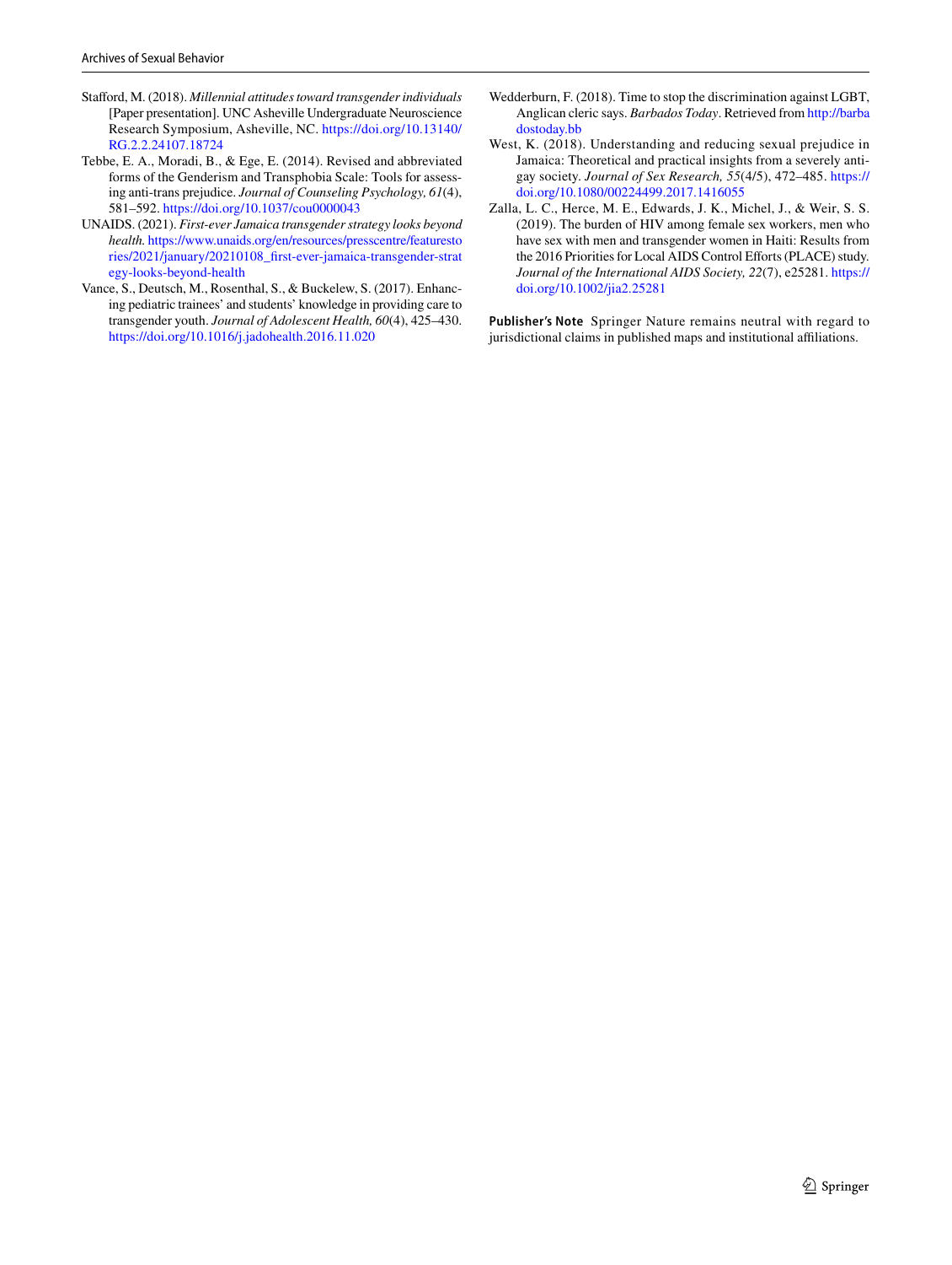Stafford, M. (2018). *Millennial attitudes toward transgender individuals* [Paper presentation]. UNC Asheville Undergraduate Neuroscience Research Symposium, Asheville, NC. https://doi.org/10.13140/RG.2.2.24107.18724

Tebbe, E. A., Moradi, B., & Ege, E. (2014). Revised and abbreviated forms of the Genderism and Transphobia Scale: Tools for assessing anti-trans prejudice. *Journal of Counseling Psychology, 61*(4), 581–592. https://doi.org/10.1037/cou0000043

UNAIDS. (2021). *First-ever Jamaica transgender strategy looks beyond health.* https://www.unaids.org/en/resources/presscentre/featurestories/2021/january/20210108_first-ever-jamaica-transgender-strategy-looks-beyond-health

Vance, S., Deutsch, M., Rosenthal, S., & Buckelew, S. (2017). Enhancing pediatric trainees' and students' knowledge in providing care to transgender youth. *Journal of Adolescent Health, 60*(4), 425–430. https://doi.org/10.1016/j.jadohealth.2016.11.020

Wedderburn, F. (2018). Time to stop the discrimination against LGBT, Anglican cleric says. *Barbados Today*. Retrieved from http://barbadostoday.bb

West, K. (2018). Understanding and reducing sexual prejudice in Jamaica: Theoretical and practical insights from a severely anti-gay society. *Journal of Sex Research, 55*(4/5), 472–485. https://doi.org/10.1080/00224499.2017.1416055

Zalla, L. C., Herce, M. E., Edwards, J. K., Michel, J., & Weir, S. S. (2019). The burden of HIV among female sex workers, men who have sex with men and transgender women in Haiti: Results from the 2016 Priorities for Local AIDS Control Efforts (PLACE) study. *Journal of the International AIDS Society, 22*(7), e25281. https://doi.org/10.1002/jia2.25281

**Publisher's Note** Springer Nature remains neutral with regard to jurisdictional claims in published maps and institutional affiliations.